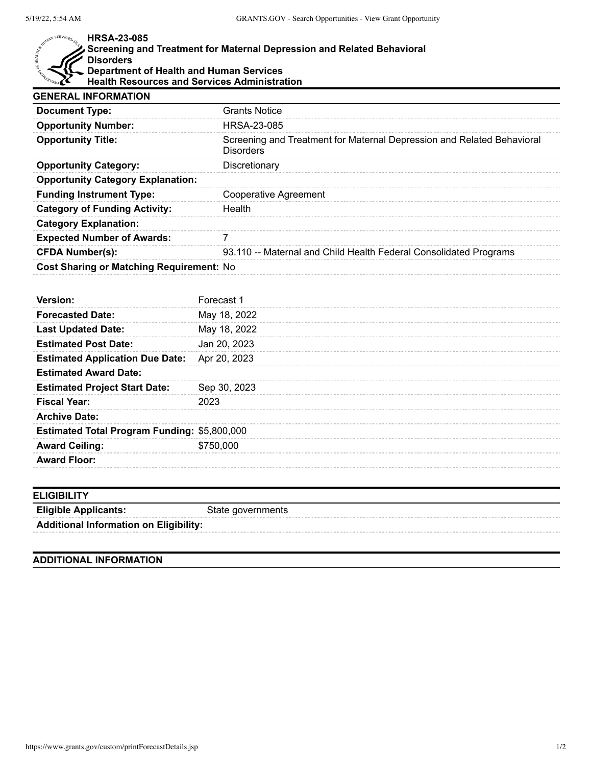# HRSA-23-085
## Screening and Treatment for Maternal Depression and Related Behavioral Disorders
## Department of Health and Human Services
## Health Resources and Services Administration

### GENERAL INFORMATION

| | |
|---|---|
| **Document Type:** | Grants Notice |
| **Opportunity Number:** | HRSA-23-085 |
| **Opportunity Title:** | Screening and Treatment for Maternal Depression and Related Behavioral Disorders |
| **Opportunity Category:** | Discretionary |
| **Opportunity Category Explanation:** | |
| **Funding Instrument Type:** | Cooperative Agreement |
| **Category of Funding Activity:** | Health |
| **Category Explanation:** | |
| **Expected Number of Awards:** | 7 |
| **CFDA Number(s):** | 93.110 -- Maternal and Child Health Federal Consolidated Programs |
| **Cost Sharing or Matching Requirement:** | No |

| | |
|---|---|
| **Version:** | Forecast 1 |
| **Forecasted Date:** | May 18, 2022 |
| **Last Updated Date:** | May 18, 2022 |
| **Estimated Post Date:** | Jan 20, 2023 |
| **Estimated Application Due Date:** | Apr 20, 2023 |
| **Estimated Award Date:** | |
| **Estimated Project Start Date:** | Sep 30, 2023 |
| **Fiscal Year:** | 2023 |
| **Archive Date:** | |
| **Estimated Total Program Funding:** | $5,800,000 |
| **Award Ceiling:** | $750,000 |
| **Award Floor:** | |

### ELIGIBILITY

| | |
|---|---|
| **Eligible Applicants:** | State governments |
| **Additional Information on Eligibility:** | |

### ADDITIONAL INFORMATION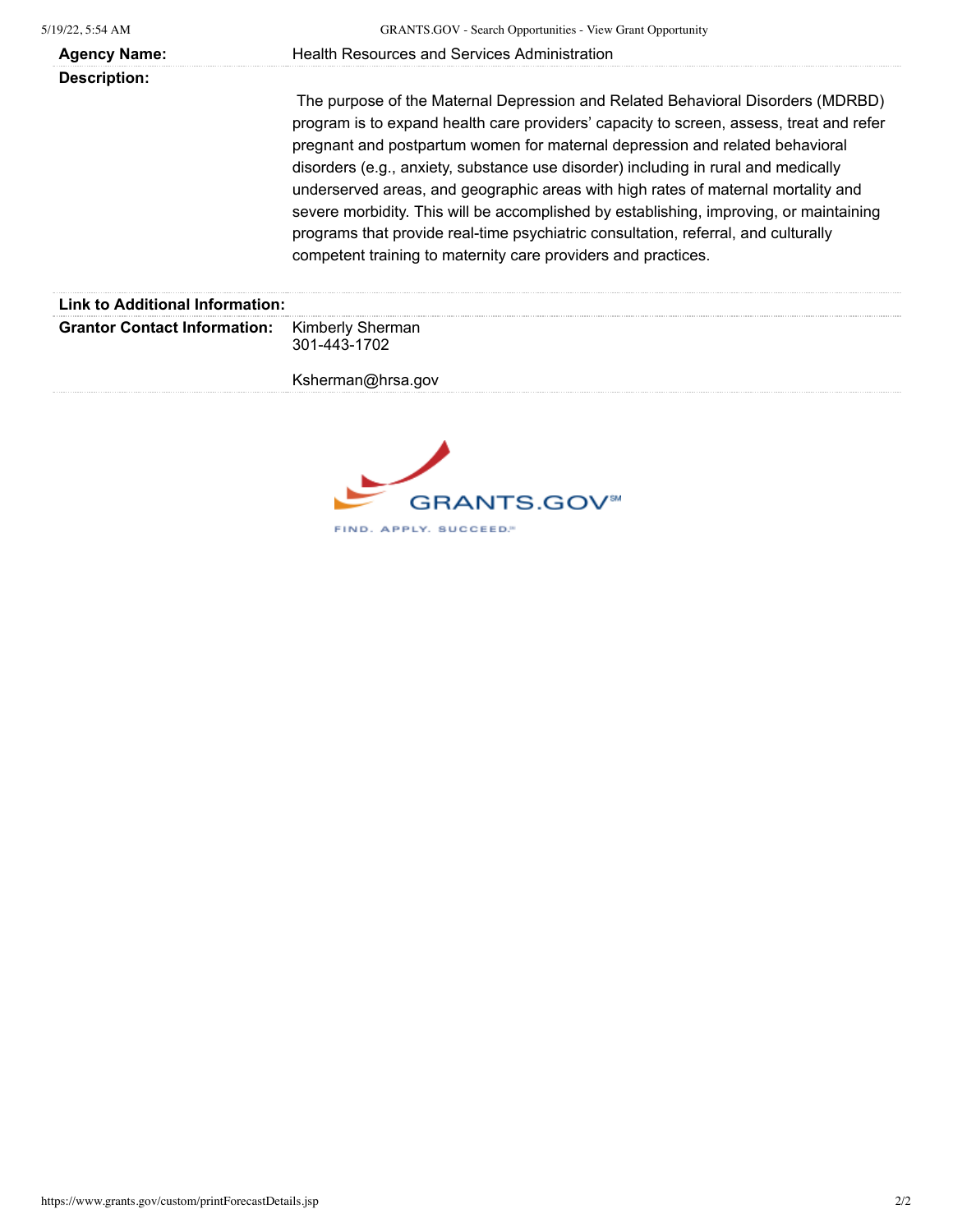| | |
|---|---|
| **Agency Name:** | Health Resources and Services Administration |
| **Description:** | The purpose of the Maternal Depression and Related Behavioral Disorders (MDRBD) program is to expand health care providers' capacity to screen, assess, treat and refer pregnant and postpartum women for maternal depression and related behavioral disorders (e.g., anxiety, substance use disorder) including in rural and medically underserved areas, and geographic areas with high rates of maternal mortality and severe morbidity. This will be accomplished by establishing, improving, or maintaining programs that provide real-time psychiatric consultation, referral, and culturally competent training to maternity care providers and practices. |
| **Link to Additional Information:** | |
| **Grantor Contact Information:** | Kimberly Sherman<br>301-443-1702<br><br>Ksherman@hrsa.gov |

GRANTS.GOV[SM]

FIND. APPLY. SUCCEED.[SM]